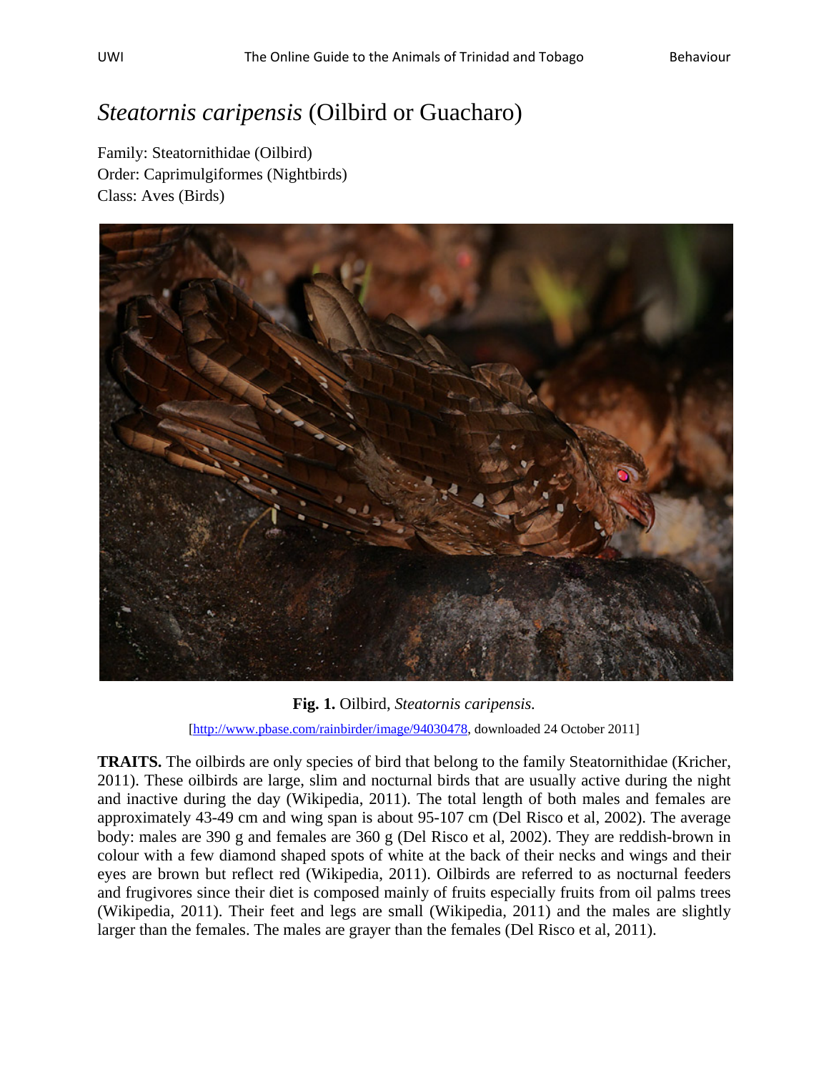# *Steatornis caripensis* (Oilbird or Guacharo)

Family: Steatornithidae (Oilbird)
Order: Caprimulgiformes (Nightbirds)
Class: Aves (Birds)

**Fig. 1.** Oilbird, *Steatornis caripensis.*

[http://www.pbase.com/rainbirder/image/94030478, downloaded 24 October 2011]

**TRAITS.** The oilbirds are only species of bird that belong to the family Steatornithidae (Kricher, 2011). These oilbirds are large, slim and nocturnal birds that are usually active during the night and inactive during the day (Wikipedia, 2011). The total length of both males and females are approximately 43-49 cm and wing span is about 95-107 cm (Del Risco et al, 2002). The average body: males are 390 g and females are 360 g (Del Risco et al, 2002). They are reddish-brown in colour with a few diamond shaped spots of white at the back of their necks and wings and their eyes are brown but reflect red (Wikipedia, 2011). Oilbirds are referred to as nocturnal feeders and frugivores since their diet is composed mainly of fruits especially fruits from oil palms trees (Wikipedia, 2011). Their feet and legs are small (Wikipedia, 2011) and the males are slightly larger than the females. The males are grayer than the females (Del Risco et al, 2011).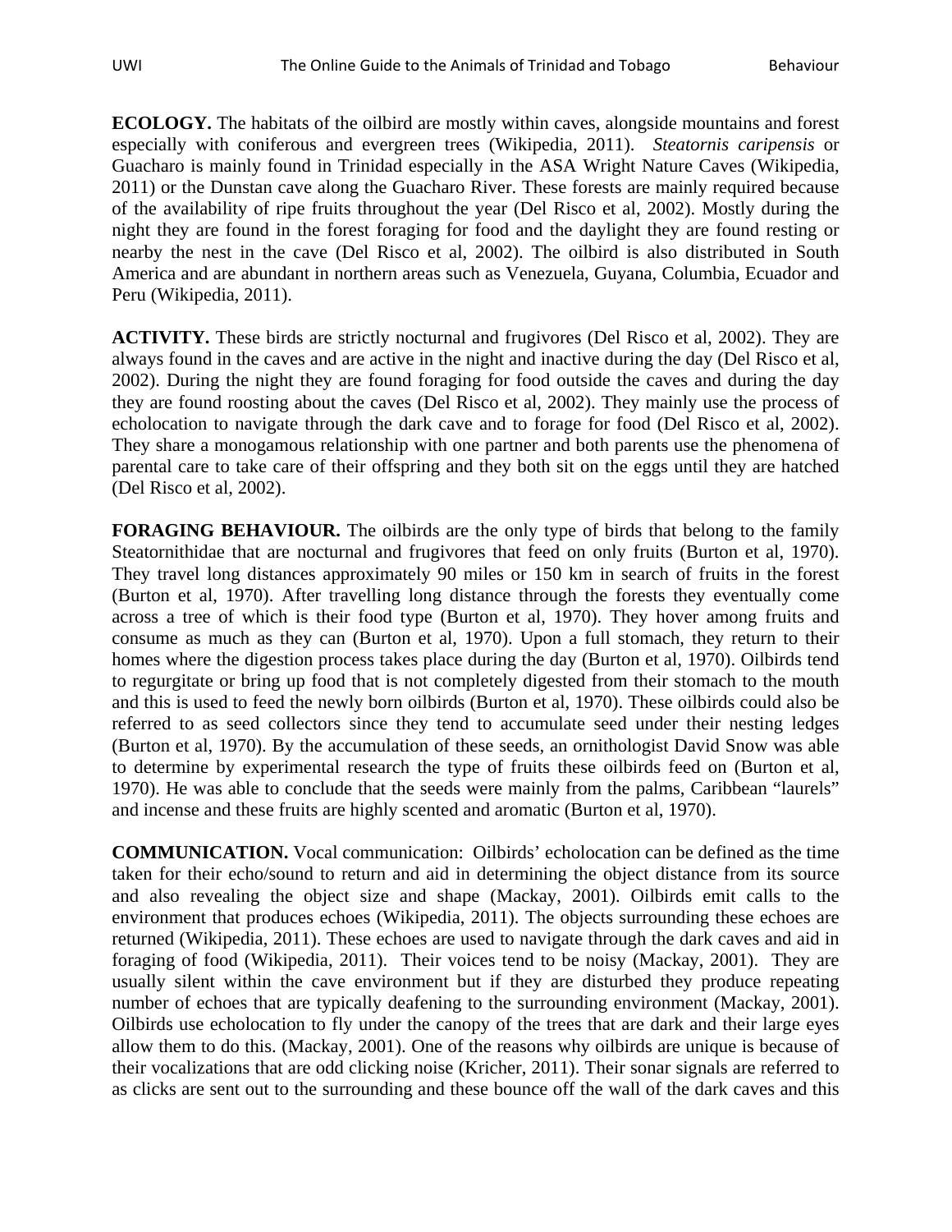**ECOLOGY.** The habitats of the oilbird are mostly within caves, alongside mountains and forest especially with coniferous and evergreen trees (Wikipedia, 2011). *Steatornis caripensis* or Guacharo is mainly found in Trinidad especially in the ASA Wright Nature Caves (Wikipedia, 2011) or the Dunstan cave along the Guacharo River. These forests are mainly required because of the availability of ripe fruits throughout the year (Del Risco et al, 2002). Mostly during the night they are found in the forest foraging for food and the daylight they are found resting or nearby the nest in the cave (Del Risco et al, 2002). The oilbird is also distributed in South America and are abundant in northern areas such as Venezuela, Guyana, Columbia, Ecuador and Peru (Wikipedia, 2011).

**ACTIVITY.** These birds are strictly nocturnal and frugivores (Del Risco et al, 2002). They are always found in the caves and are active in the night and inactive during the day (Del Risco et al, 2002). During the night they are found foraging for food outside the caves and during the day they are found roosting about the caves (Del Risco et al, 2002). They mainly use the process of echolocation to navigate through the dark cave and to forage for food (Del Risco et al, 2002). They share a monogamous relationship with one partner and both parents use the phenomena of parental care to take care of their offspring and they both sit on the eggs until they are hatched (Del Risco et al, 2002).

**FORAGING BEHAVIOUR.** The oilbirds are the only type of birds that belong to the family Steatornithidae that are nocturnal and frugivores that feed on only fruits (Burton et al, 1970). They travel long distances approximately 90 miles or 150 km in search of fruits in the forest (Burton et al, 1970). After travelling long distance through the forests they eventually come across a tree of which is their food type (Burton et al, 1970). They hover among fruits and consume as much as they can (Burton et al, 1970). Upon a full stomach, they return to their homes where the digestion process takes place during the day (Burton et al, 1970). Oilbirds tend to regurgitate or bring up food that is not completely digested from their stomach to the mouth and this is used to feed the newly born oilbirds (Burton et al, 1970). These oilbirds could also be referred to as seed collectors since they tend to accumulate seed under their nesting ledges (Burton et al, 1970). By the accumulation of these seeds, an ornithologist David Snow was able to determine by experimental research the type of fruits these oilbirds feed on (Burton et al, 1970). He was able to conclude that the seeds were mainly from the palms, Caribbean "laurels" and incense and these fruits are highly scented and aromatic (Burton et al, 1970).

**COMMUNICATION.** Vocal communication: Oilbirds' echolocation can be defined as the time taken for their echo/sound to return and aid in determining the object distance from its source and also revealing the object size and shape (Mackay, 2001). Oilbirds emit calls to the environment that produces echoes (Wikipedia, 2011). The objects surrounding these echoes are returned (Wikipedia, 2011). These echoes are used to navigate through the dark caves and aid in foraging of food (Wikipedia, 2011). Their voices tend to be noisy (Mackay, 2001). They are usually silent within the cave environment but if they are disturbed they produce repeating number of echoes that are typically deafening to the surrounding environment (Mackay, 2001). Oilbirds use echolocation to fly under the canopy of the trees that are dark and their large eyes allow them to do this. (Mackay, 2001). One of the reasons why oilbirds are unique is because of their vocalizations that are odd clicking noise (Kricher, 2011). Their sonar signals are referred to as clicks are sent out to the surrounding and these bounce off the wall of the dark caves and this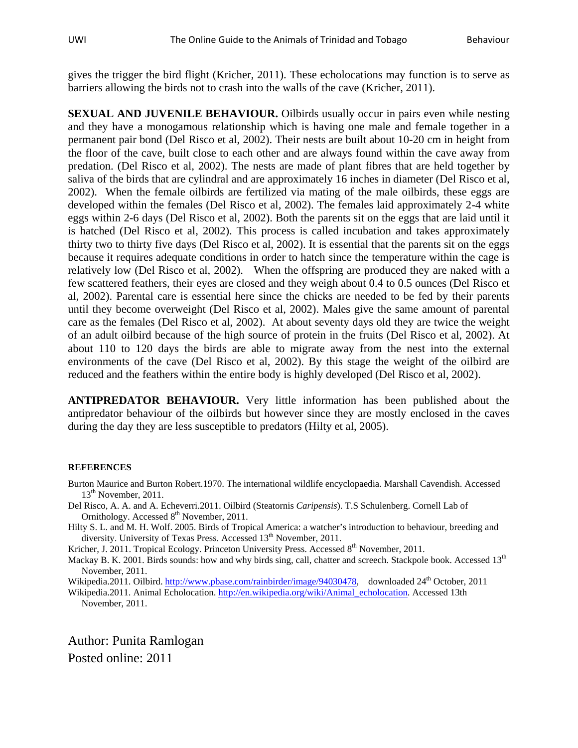gives the trigger the bird flight (Kricher, 2011). These echolocations may function is to serve as barriers allowing the birds not to crash into the walls of the cave (Kricher, 2011).

**SEXUAL AND JUVENILE BEHAVIOUR.** Oilbirds usually occur in pairs even while nesting and they have a monogamous relationship which is having one male and female together in a permanent pair bond (Del Risco et al, 2002). Their nests are built about 10-20 cm in height from the floor of the cave, built close to each other and are always found within the cave away from predation. (Del Risco et al, 2002). The nests are made of plant fibres that are held together by saliva of the birds that are cylindral and are approximately 16 inches in diameter (Del Risco et al, 2002). When the female oilbirds are fertilized via mating of the male oilbirds, these eggs are developed within the females (Del Risco et al, 2002). The females laid approximately 2-4 white eggs within 2-6 days (Del Risco et al, 2002). Both the parents sit on the eggs that are laid until it is hatched (Del Risco et al, 2002). This process is called incubation and takes approximately thirty two to thirty five days (Del Risco et al, 2002). It is essential that the parents sit on the eggs because it requires adequate conditions in order to hatch since the temperature within the cage is relatively low (Del Risco et al, 2002). When the offspring are produced they are naked with a few scattered feathers, their eyes are closed and they weigh about 0.4 to 0.5 ounces (Del Risco et al, 2002). Parental care is essential here since the chicks are needed to be fed by their parents until they become overweight (Del Risco et al, 2002). Males give the same amount of parental care as the females (Del Risco et al, 2002). At about seventy days old they are twice the weight of an adult oilbird because of the high source of protein in the fruits (Del Risco et al, 2002). At about 110 to 120 days the birds are able to migrate away from the nest into the external environments of the cave (Del Risco et al, 2002). By this stage the weight of the oilbird are reduced and the feathers within the entire body is highly developed (Del Risco et al, 2002).

**ANTIPREDATOR BEHAVIOUR.** Very little information has been published about the antipredator behaviour of the oilbirds but however since they are mostly enclosed in the caves during the day they are less susceptible to predators (Hilty et al, 2005).

**REFERENCES**

Burton Maurice and Burton Robert.1970. The international wildlife encyclopaedia. Marshall Cavendish. Accessed 13th November, 2011.

Del Risco, A. A. and A. Echeverri.2011. Oilbird (Steatornis *Caripensis*). T.S Schulenberg. Cornell Lab of Ornithology. Accessed 8th November, 2011.

Hilty S. L. and M. H. Wolf. 2005. Birds of Tropical America: a watcher's introduction to behaviour, breeding and diversity. University of Texas Press. Accessed 13th November, 2011.

Kricher, J. 2011. Tropical Ecology. Princeton University Press. Accessed 8th November, 2011.

Mackay B. K. 2001. Birds sounds: how and why birds sing, call, chatter and screech. Stackpole book. Accessed 13th November, 2011.

Wikipedia.2011. Oilbird. http://www.pbase.com/rainbirder/image/94030478, downloaded 24th October, 2011

Wikipedia.2011. Animal Echolocation. http://en.wikipedia.org/wiki/Animal_echolocation. Accessed 13th November, 2011.

Author: Punita Ramlogan
Posted online: 2011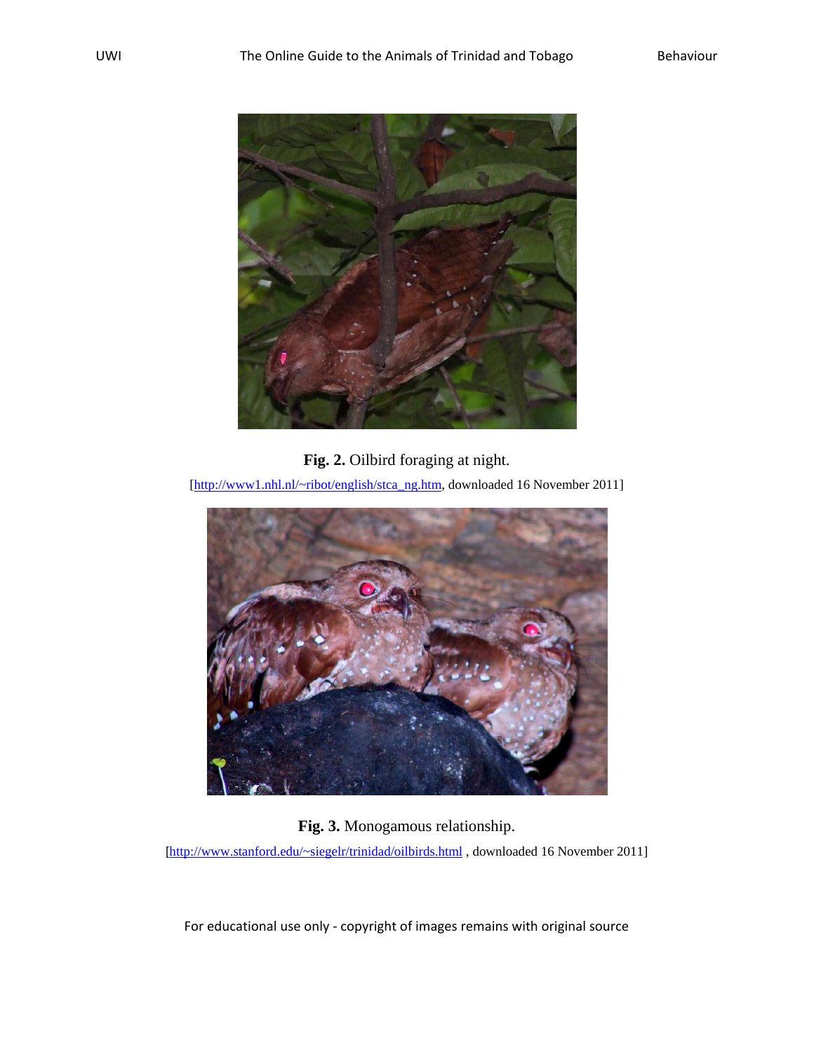**Fig. 2.** Oilbird foraging at night.

[http://www1.nhl.nl/~ribot/english/stca_ng.htm, downloaded 16 November 2011]

**Fig. 3.** Monogamous relationship.

[http://www.stanford.edu/~siegelr/trinidad/oilbirds.html , downloaded 16 November 2011]